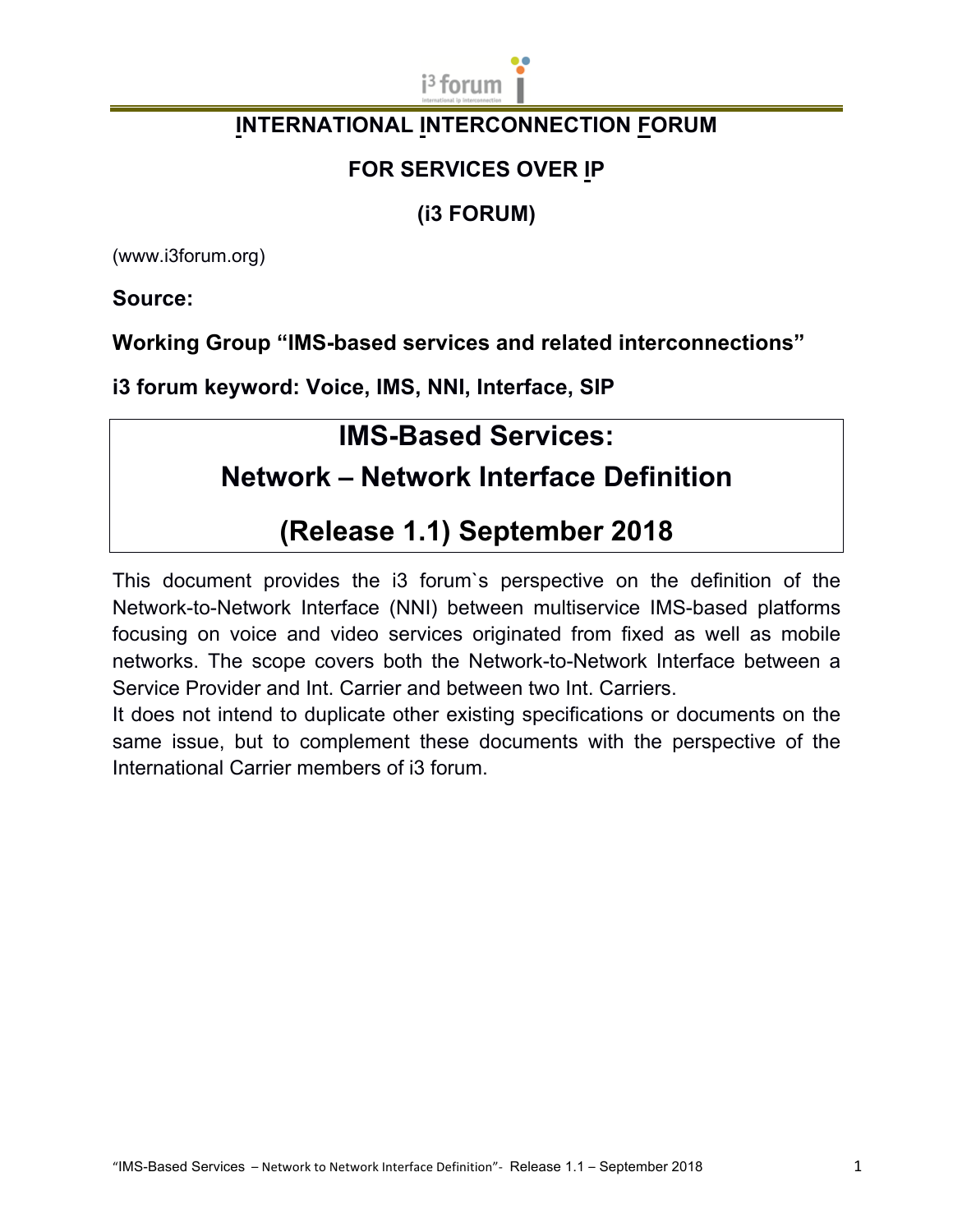# INTERNATIONAL INTERCONNECTION FORUM

## FOR SERVICES OVER IP

## (i3 FORUM)

(www.i3forum.org)

**Source:**

**Working Group "IMS-based services and related interconnections"**

**i3 forum keyword: Voice, IMS, NNI, Interface, SIP**

# IMS-Based Services: Network – Network Interface Definition

# (Release 1.1) September 2018

This document provides the i3 forum`s perspective on the definition of the Network-to-Network Interface (NNI) between multiservice IMS-based platforms focusing on voice and video services originated from fixed as well as mobile networks. The scope covers both the Network-to-Network Interface between a Service Provider and Int. Carrier and between two Int. Carriers.

It does not intend to duplicate other existing specifications or documents on the same issue, but to complement these documents with the perspective of the International Carrier members of i3 forum.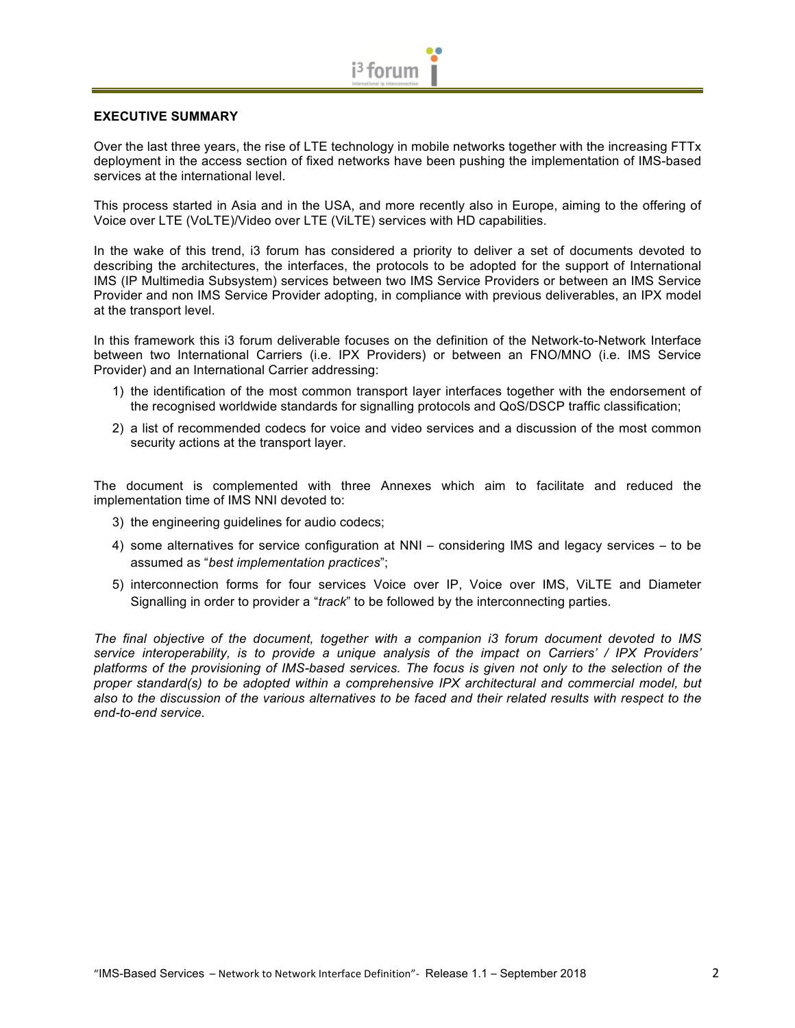## EXECUTIVE SUMMARY

Over the last three years, the rise of LTE technology in mobile networks together with the increasing FTTx deployment in the access section of fixed networks have been pushing the implementation of IMS-based services at the international level.

This process started in Asia and in the USA, and more recently also in Europe, aiming to the offering of Voice over LTE (VoLTE)/Video over LTE (ViLTE) services with HD capabilities.

In the wake of this trend, i3 forum has considered a priority to deliver a set of documents devoted to describing the architectures, the interfaces, the protocols to be adopted for the support of International IMS (IP Multimedia Subsystem) services between two IMS Service Providers or between an IMS Service Provider and non IMS Service Provider adopting, in compliance with previous deliverables, an IPX model at the transport level.

In this framework this i3 forum deliverable focuses on the definition of the Network-to-Network Interface between two International Carriers (i.e. IPX Providers) or between an FNO/MNO (i.e. IMS Service Provider) and an International Carrier addressing:

1) the identification of the most common transport layer interfaces together with the endorsement of the recognised worldwide standards for signalling protocols and QoS/DSCP traffic classification;
2) a list of recommended codecs for voice and video services and a discussion of the most common security actions at the transport layer.

The document is complemented with three Annexes which aim to facilitate and reduced the implementation time of IMS NNI devoted to:

3) the engineering guidelines for audio codecs;
4) some alternatives for service configuration at NNI – considering IMS and legacy services – to be assumed as "*best implementation practices*";
5) interconnection forms for four services Voice over IP, Voice over IMS, ViLTE and Diameter Signalling in order to provider a "*track*" to be followed by the interconnecting parties.

*The final objective of the document, together with a companion i3 forum document devoted to IMS service interoperability, is to provide a unique analysis of the impact on Carriers' / IPX Providers' platforms of the provisioning of IMS-based services. The focus is given not only to the selection of the proper standard(s) to be adopted within a comprehensive IPX architectural and commercial model, but also to the discussion of the various alternatives to be faced and their related results with respect to the end-to-end service.*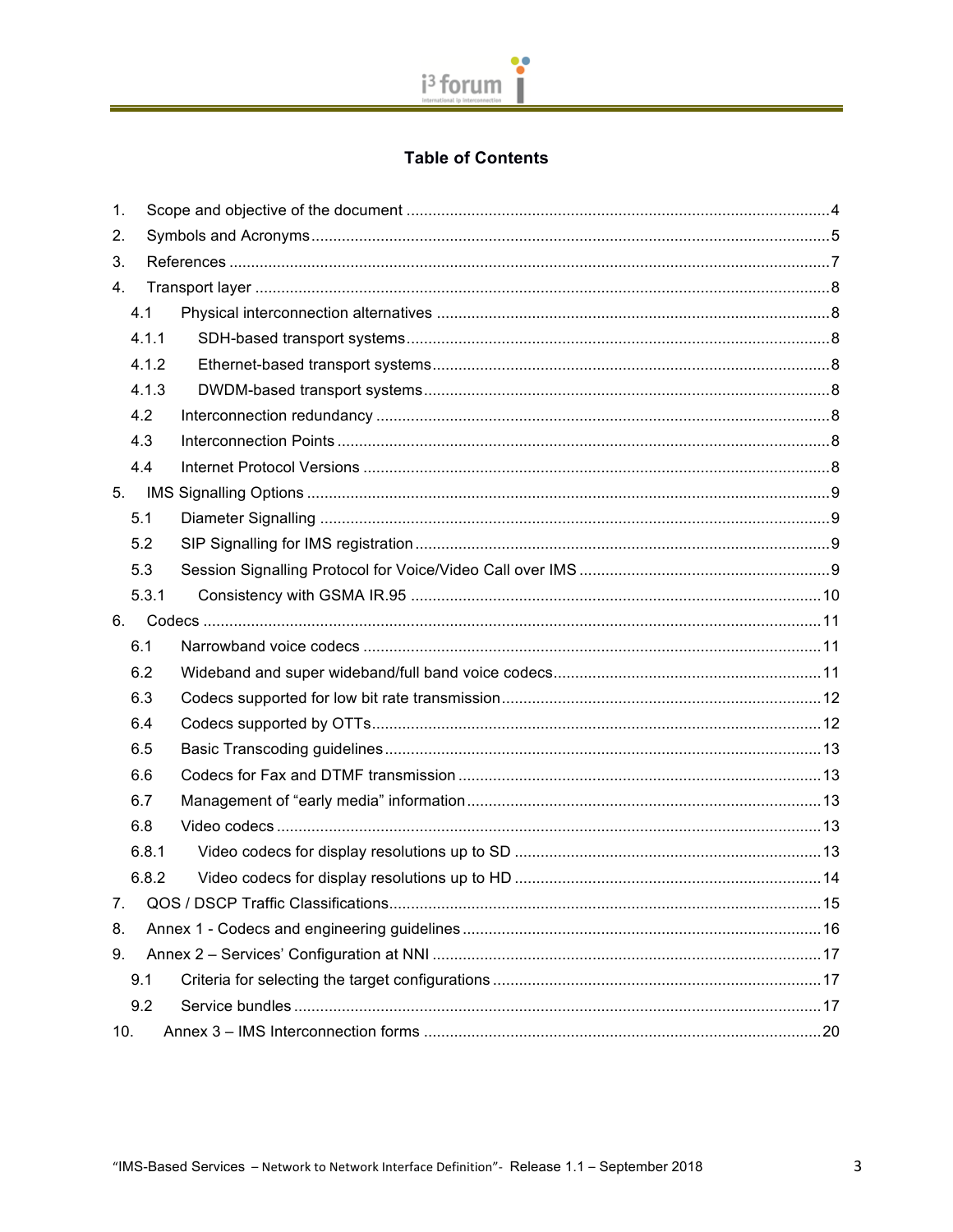# Table of Contents

1. Scope and objective of the document ..... 4
2. Symbols and Acronyms ..... 5
3. References ..... 7
4. Transport layer ..... 8
   - 4.1 Physical interconnection alternatives ..... 8
   - 4.1.1 SDH-based transport systems ..... 8
   - 4.1.2 Ethernet-based transport systems ..... 8
   - 4.1.3 DWDM-based transport systems ..... 8
   - 4.2 Interconnection redundancy ..... 8
   - 4.3 Interconnection Points ..... 8
   - 4.4 Internet Protocol Versions ..... 8
5. IMS Signalling Options ..... 9
   - 5.1 Diameter Signalling ..... 9
   - 5.2 SIP Signalling for IMS registration ..... 9
   - 5.3 Session Signalling Protocol for Voice/Video Call over IMS ..... 9
   - 5.3.1 Consistency with GSMA IR.95 ..... 10
6. Codecs ..... 11
   - 6.1 Narrowband voice codecs ..... 11
   - 6.2 Wideband and super wideband/full band voice codecs ..... 11
   - 6.3 Codecs supported for low bit rate transmission ..... 12
   - 6.4 Codecs supported by OTTs ..... 12
   - 6.5 Basic Transcoding guidelines ..... 13
   - 6.6 Codecs for Fax and DTMF transmission ..... 13
   - 6.7 Management of “early media” information ..... 13
   - 6.8 Video codecs ..... 13
   - 6.8.1 Video codecs for display resolutions up to SD ..... 13
   - 6.8.2 Video codecs for display resolutions up to HD ..... 14
7. QOS / DSCP Traffic Classifications ..... 15
8. Annex 1 - Codecs and engineering guidelines ..... 16
9. Annex 2 – Services’ Configuration at NNI ..... 17
   - 9.1 Criteria for selecting the target configurations ..... 17
   - 9.2 Service bundles ..... 17
10. Annex 3 – IMS Interconnection forms ..... 20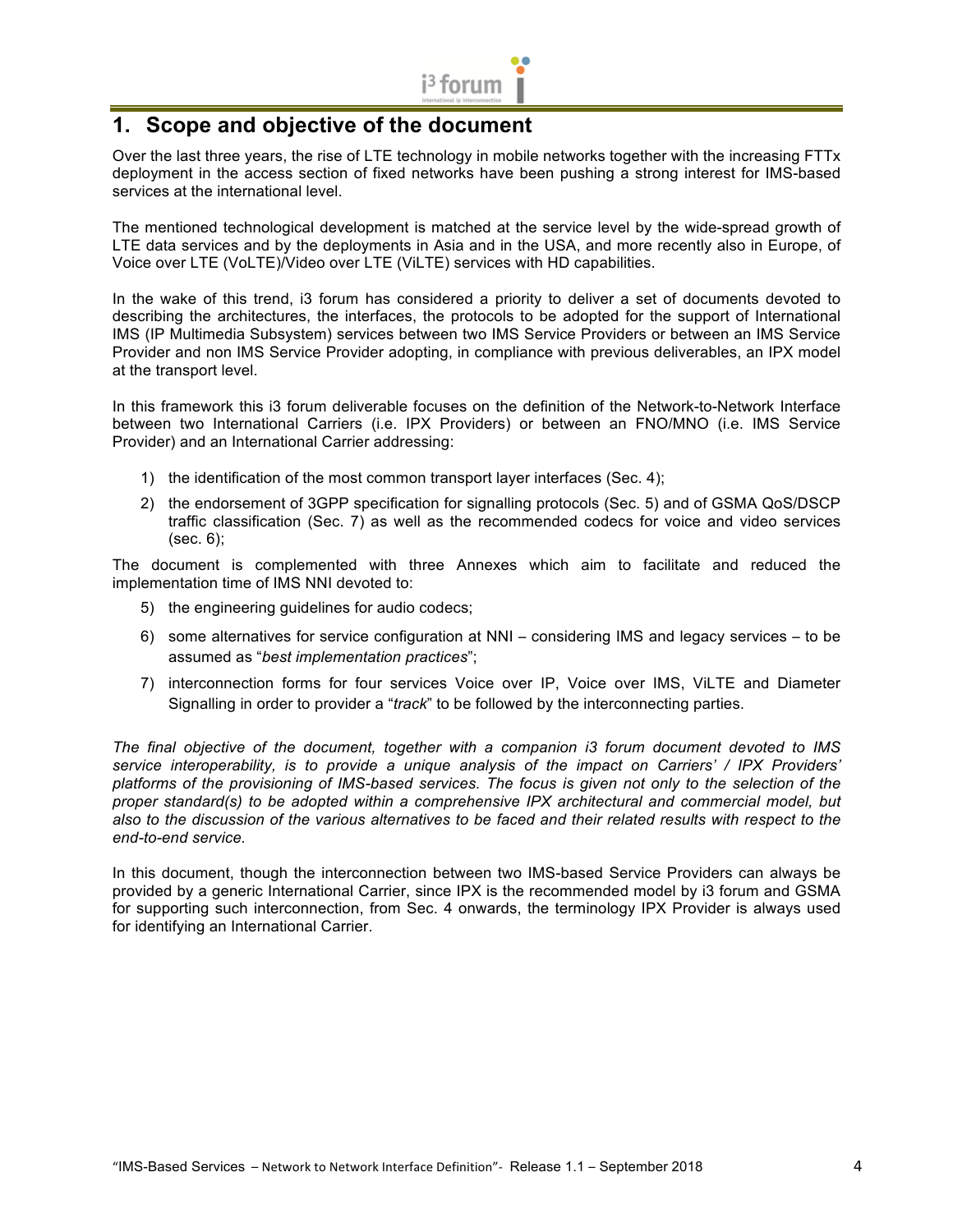# 1. Scope and objective of the document

Over the last three years, the rise of LTE technology in mobile networks together with the increasing FTTx deployment in the access section of fixed networks have been pushing a strong interest for IMS-based services at the international level.

The mentioned technological development is matched at the service level by the wide-spread growth of LTE data services and by the deployments in Asia and in the USA, and more recently also in Europe, of Voice over LTE (VoLTE)/Video over LTE (ViLTE) services with HD capabilities.

In the wake of this trend, i3 forum has considered a priority to deliver a set of documents devoted to describing the architectures, the interfaces, the protocols to be adopted for the support of International IMS (IP Multimedia Subsystem) services between two IMS Service Providers or between an IMS Service Provider and non IMS Service Provider adopting, in compliance with previous deliverables, an IPX model at the transport level.

In this framework this i3 forum deliverable focuses on the definition of the Network-to-Network Interface between two International Carriers (i.e. IPX Providers) or between an FNO/MNO (i.e. IMS Service Provider) and an International Carrier addressing:

1) the identification of the most common transport layer interfaces (Sec. 4);
2) the endorsement of 3GPP specification for signalling protocols (Sec. 5) and of GSMA QoS/DSCP traffic classification (Sec. 7) as well as the recommended codecs for voice and video services (sec. 6);

The document is complemented with three Annexes which aim to facilitate and reduced the implementation time of IMS NNI devoted to:

5) the engineering guidelines for audio codecs;
6) some alternatives for service configuration at NNI – considering IMS and legacy services – to be assumed as "*best implementation practices*";
7) interconnection forms for four services Voice over IP, Voice over IMS, ViLTE and Diameter Signalling in order to provider a "*track*" to be followed by the interconnecting parties.

*The final objective of the document, together with a companion i3 forum document devoted to IMS service interoperability, is to provide a unique analysis of the impact on Carriers' / IPX Providers' platforms of the provisioning of IMS-based services. The focus is given not only to the selection of the proper standard(s) to be adopted within a comprehensive IPX architectural and commercial model, but also to the discussion of the various alternatives to be faced and their related results with respect to the end-to-end service.*

In this document, though the interconnection between two IMS-based Service Providers can always be provided by a generic International Carrier, since IPX is the recommended model by i3 forum and GSMA for supporting such interconnection, from Sec. 4 onwards, the terminology IPX Provider is always used for identifying an International Carrier.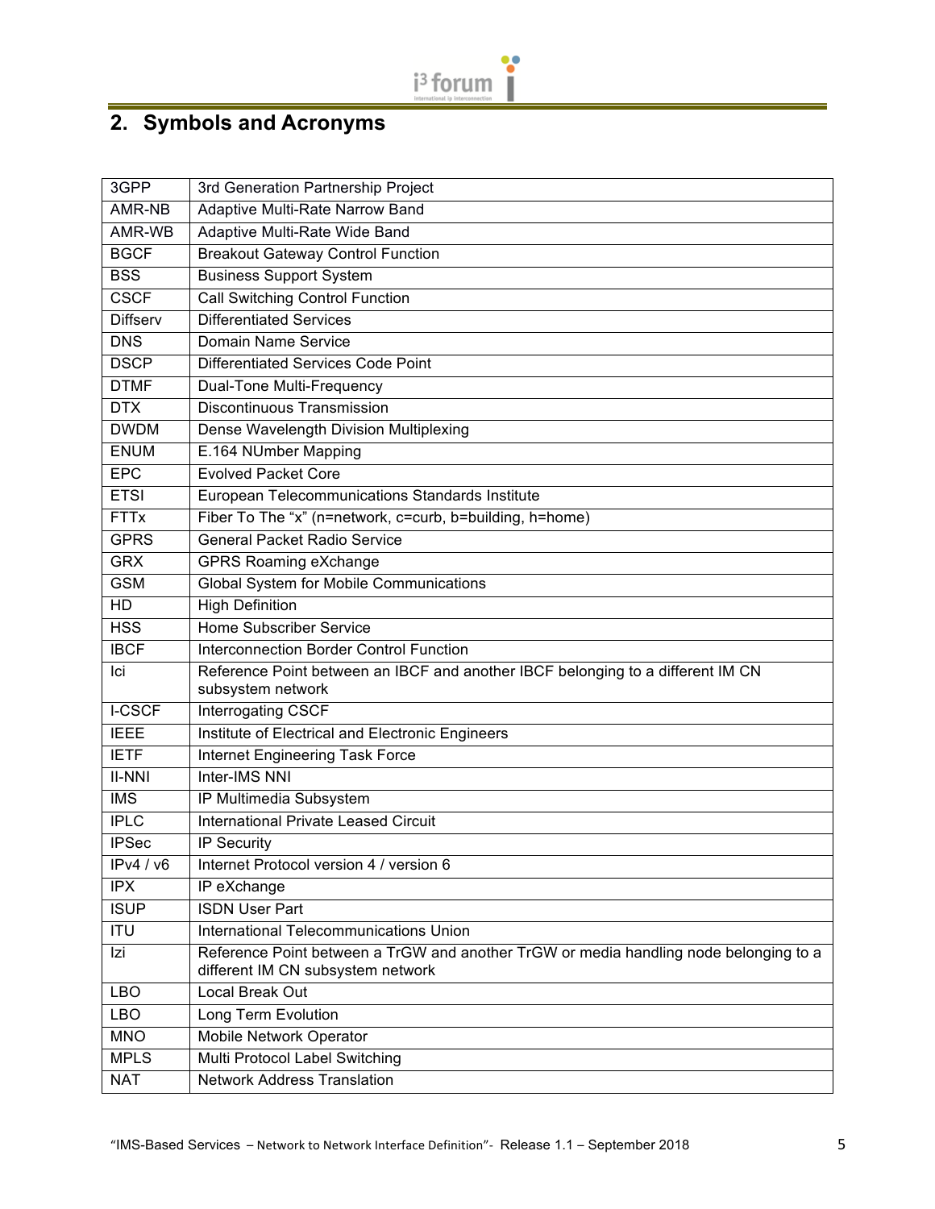## 2. Symbols and Acronyms

| | |
|---|---|
| 3GPP | 3rd Generation Partnership Project |
| AMR-NB | Adaptive Multi-Rate Narrow Band |
| AMR-WB | Adaptive Multi-Rate Wide Band |
| BGCF | Breakout Gateway Control Function |
| BSS | Business Support System |
| CSCF | Call Switching Control Function |
| Diffserv | Differentiated Services |
| DNS | Domain Name Service |
| DSCP | Differentiated Services Code Point |
| DTMF | Dual-Tone Multi-Frequency |
| DTX | Discontinuous Transmission |
| DWDM | Dense Wavelength Division Multiplexing |
| ENUM | E.164 NUmber Mapping |
| EPC | Evolved Packet Core |
| ETSI | European Telecommunications Standards Institute |
| FTTx | Fiber To The "x" (n=network, c=curb, b=building, h=home) |
| GPRS | General Packet Radio Service |
| GRX | GPRS Roaming eXchange |
| GSM | Global System for Mobile Communications |
| HD | High Definition |
| HSS | Home Subscriber Service |
| IBCF | Interconnection Border Control Function |
| Ici | Reference Point between an IBCF and another IBCF belonging to a different IM CN subsystem network |
| I-CSCF | Interrogating CSCF |
| IEEE | Institute of Electrical and Electronic Engineers |
| IETF | Internet Engineering Task Force |
| II-NNI | Inter-IMS NNI |
| IMS | IP Multimedia Subsystem |
| IPLC | International Private Leased Circuit |
| IPSec | IP Security |
| IPv4 / v6 | Internet Protocol version 4 / version 6 |
| IPX | IP eXchange |
| ISUP | ISDN User Part |
| ITU | International Telecommunications Union |
| Izi | Reference Point between a TrGW and another TrGW or media handling node belonging to a different IM CN subsystem network |
| LBO | Local Break Out |
| LBO | Long Term Evolution |
| MNO | Mobile Network Operator |
| MPLS | Multi Protocol Label Switching |
| NAT | Network Address Translation |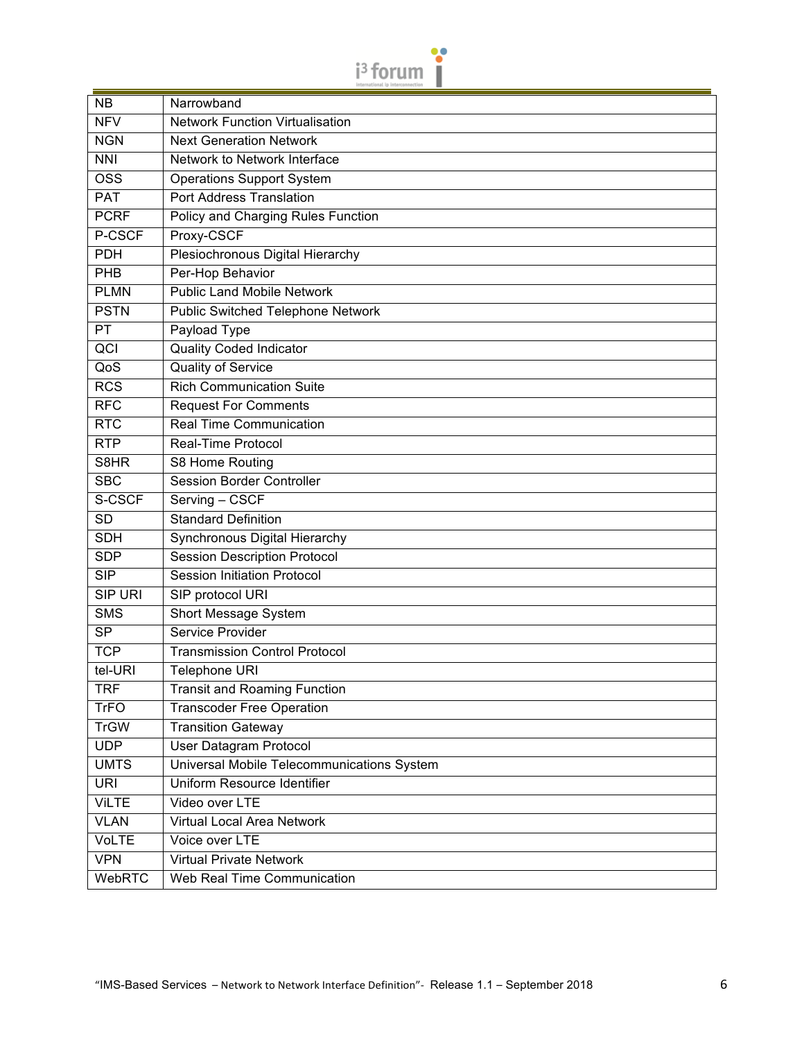| NB | Narrowband |
|---|---|
| NFV | Network Function Virtualisation |
| NGN | Next Generation Network |
| NNI | Network to Network Interface |
| OSS | Operations Support System |
| PAT | Port Address Translation |
| PCRF | Policy and Charging Rules Function |
| P-CSCF | Proxy-CSCF |
| PDH | Plesiochronous Digital Hierarchy |
| PHB | Per-Hop Behavior |
| PLMN | Public Land Mobile Network |
| PSTN | Public Switched Telephone Network |
| PT | Payload Type |
| QCI | Quality Coded Indicator |
| QoS | Quality of Service |
| RCS | Rich Communication Suite |
| RFC | Request For Comments |
| RTC | Real Time Communication |
| RTP | Real-Time Protocol |
| S8HR | S8 Home Routing |
| SBC | Session Border Controller |
| S-CSCF | Serving – CSCF |
| SD | Standard Definition |
| SDH | Synchronous Digital Hierarchy |
| SDP | Session Description Protocol |
| SIP | Session Initiation Protocol |
| SIP URI | SIP protocol URI |
| SMS | Short Message System |
| SP | Service Provider |
| TCP | Transmission Control Protocol |
| tel-URI | Telephone URI |
| TRF | Transit and Roaming Function |
| TrFO | Transcoder Free Operation |
| TrGW | Transition Gateway |
| UDP | User Datagram Protocol |
| UMTS | Universal Mobile Telecommunications System |
| URI | Uniform Resource Identifier |
| ViLTE | Video over LTE |
| VLAN | Virtual Local Area Network |
| VoLTE | Voice over LTE |
| VPN | Virtual Private Network |
| WebRTC | Web Real Time Communication |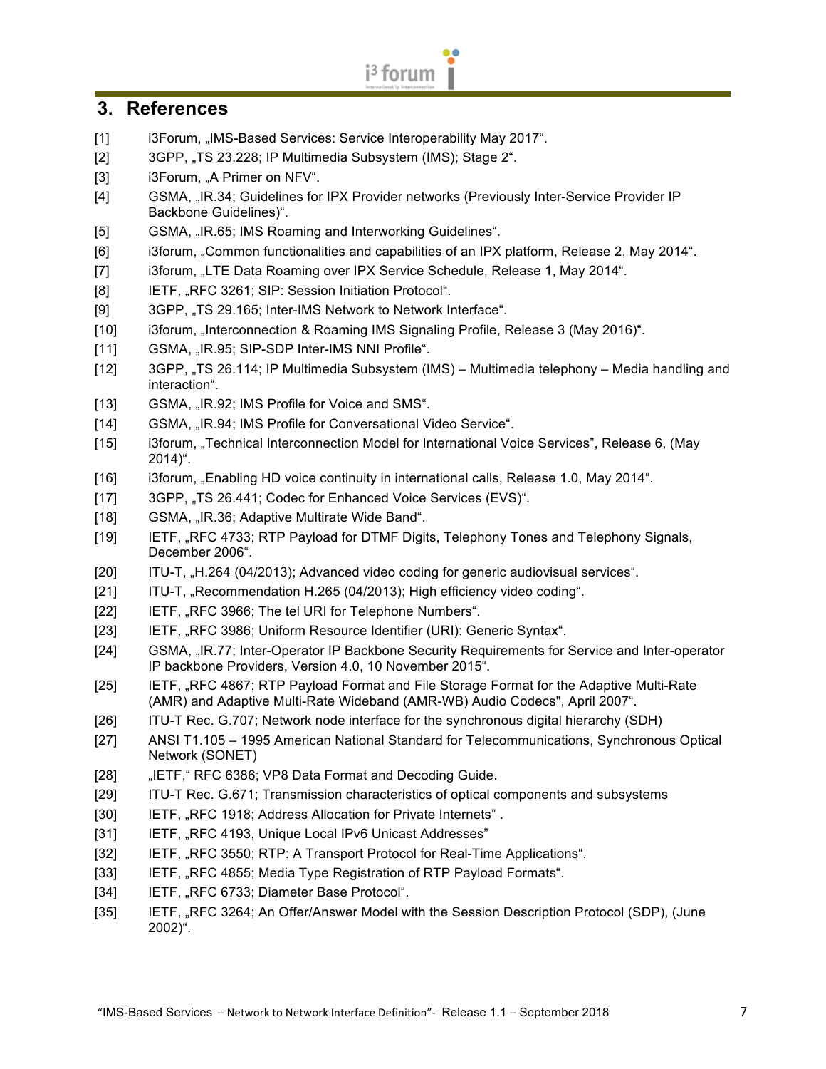## 3. References

[1] i3Forum, „IMS-Based Services: Service Interoperability May 2017“.

[2] 3GPP, „TS 23.228; IP Multimedia Subsystem (IMS); Stage 2“.

[3] i3Forum, „A Primer on NFV“.

[4] GSMA, „IR.34; Guidelines for IPX Provider networks (Previously Inter-Service Provider IP Backbone Guidelines)“.

[5] GSMA, „IR.65; IMS Roaming and Interworking Guidelines“.

[6] i3forum, „Common functionalities and capabilities of an IPX platform, Release 2, May 2014“.

[7] i3forum, „LTE Data Roaming over IPX Service Schedule, Release 1, May 2014“.

[8] IETF, „RFC 3261; SIP: Session Initiation Protocol“.

[9] 3GPP, „TS 29.165; Inter-IMS Network to Network Interface“.

[10] i3forum, „Interconnection & Roaming IMS Signaling Profile, Release 3 (May 2016)“.

[11] GSMA, „IR.95; SIP-SDP Inter-IMS NNI Profile“.

[12] 3GPP, „TS 26.114; IP Multimedia Subsystem (IMS) – Multimedia telephony – Media handling and interaction“.

[13] GSMA, „IR.92; IMS Profile for Voice and SMS“.

[14] GSMA, „IR.94; IMS Profile for Conversational Video Service“.

[15] i3forum, „Technical Interconnection Model for International Voice Services”, Release 6, (May 2014)“.

[16] i3forum, „Enabling HD voice continuity in international calls, Release 1.0, May 2014“.

[17] 3GPP, „TS 26.441; Codec for Enhanced Voice Services (EVS)“.

[18] GSMA, „IR.36; Adaptive Multirate Wide Band“.

[19] IETF, „RFC 4733; RTP Payload for DTMF Digits, Telephony Tones and Telephony Signals, December 2006“.

[20] ITU-T, „H.264 (04/2013); Advanced video coding for generic audiovisual services“.

[21] ITU-T, „Recommendation H.265 (04/2013); High efficiency video coding“.

[22] IETF, „RFC 3966; The tel URI for Telephone Numbers“.

[23] IETF, „RFC 3986; Uniform Resource Identifier (URI): Generic Syntax“.

[24] GSMA, „IR.77; Inter-Operator IP Backbone Security Requirements for Service and Inter-operator IP backbone Providers, Version 4.0, 10 November 2015“.

[25] IETF, „RFC 4867; RTP Payload Format and File Storage Format for the Adaptive Multi-Rate (AMR) and Adaptive Multi-Rate Wideband (AMR-WB) Audio Codecs", April 2007“.

[26] ITU-T Rec. G.707; Network node interface for the synchronous digital hierarchy (SDH)

[27] ANSI T1.105 – 1995 American National Standard for Telecommunications, Synchronous Optical Network (SONET)

[28] „IETF,“ RFC 6386; VP8 Data Format and Decoding Guide.

[29] ITU-T Rec. G.671; Transmission characteristics of optical components and subsystems

[30] IETF, „RFC 1918; Address Allocation for Private Internets” .

[31] IETF, „RFC 4193, Unique Local IPv6 Unicast Addresses”

[32] IETF, „RFC 3550; RTP: A Transport Protocol for Real-Time Applications“.

[33] IETF, „RFC 4855; Media Type Registration of RTP Payload Formats“.

[34] IETF, „RFC 6733; Diameter Base Protocol“.

[35] IETF, „RFC 3264; An Offer/Answer Model with the Session Description Protocol (SDP), (June 2002)“.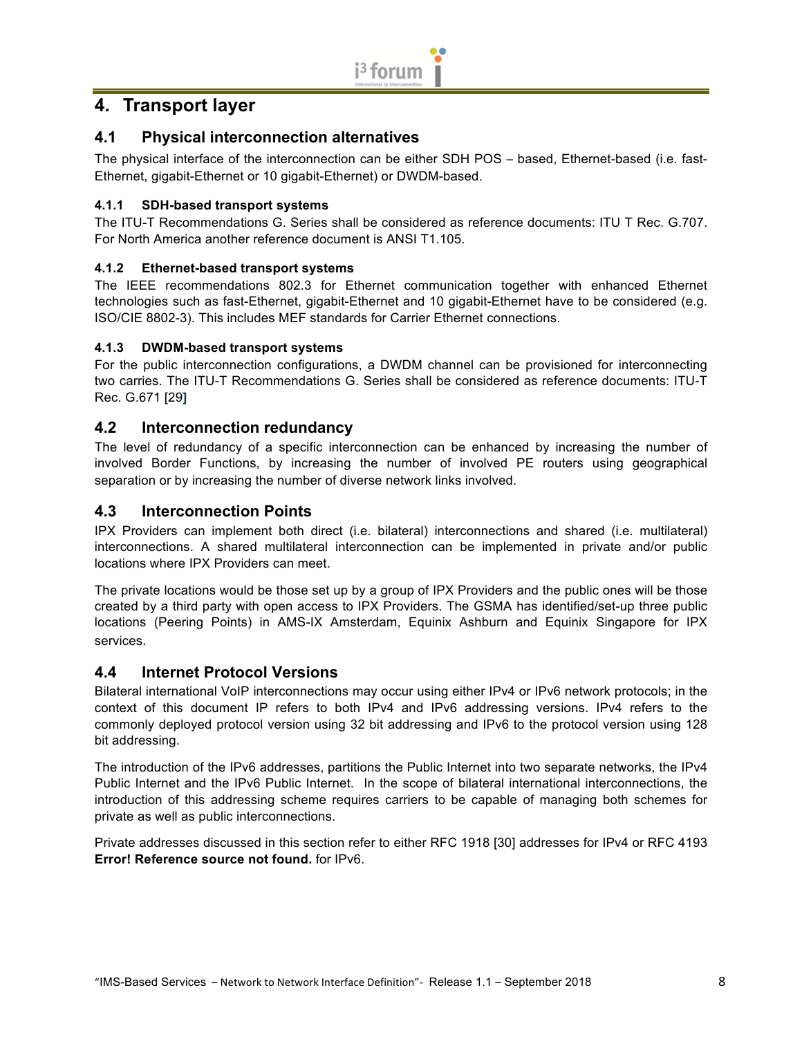# 4. Transport layer

## 4.1 Physical interconnection alternatives

The physical interface of the interconnection can be either SDH POS – based, Ethernet-based (i.e. fast-Ethernet, gigabit-Ethernet or 10 gigabit-Ethernet) or DWDM-based.

### 4.1.1 SDH-based transport systems

The ITU-T Recommendations G. Series shall be considered as reference documents: ITU T Rec. G.707. For North America another reference document is ANSI T1.105.

### 4.1.2 Ethernet-based transport systems

The IEEE recommendations 802.3 for Ethernet communication together with enhanced Ethernet technologies such as fast-Ethernet, gigabit-Ethernet and 10 gigabit-Ethernet have to be considered (e.g. ISO/CIE 8802-3). This includes MEF standards for Carrier Ethernet connections.

### 4.1.3 DWDM-based transport systems

For the public interconnection configurations, a DWDM channel can be provisioned for interconnecting two carries. The ITU-T Recommendations G. Series shall be considered as reference documents: ITU-T Rec. G.671 [29]

## 4.2 Interconnection redundancy

The level of redundancy of a specific interconnection can be enhanced by increasing the number of involved Border Functions, by increasing the number of involved PE routers using geographical separation or by increasing the number of diverse network links involved.

## 4.3 Interconnection Points

IPX Providers can implement both direct (i.e. bilateral) interconnections and shared (i.e. multilateral) interconnections. A shared multilateral interconnection can be implemented in private and/or public locations where IPX Providers can meet.

The private locations would be those set up by a group of IPX Providers and the public ones will be those created by a third party with open access to IPX Providers. The GSMA has identified/set-up three public locations (Peering Points) in AMS-IX Amsterdam, Equinix Ashburn and Equinix Singapore for IPX services.

## 4.4 Internet Protocol Versions

Bilateral international VoIP interconnections may occur using either IPv4 or IPv6 network protocols; in the context of this document IP refers to both IPv4 and IPv6 addressing versions. IPv4 refers to the commonly deployed protocol version using 32 bit addressing and IPv6 to the protocol version using 128 bit addressing.

The introduction of the IPv6 addresses, partitions the Public Internet into two separate networks, the IPv4 Public Internet and the IPv6 Public Internet. In the scope of bilateral international interconnections, the introduction of this addressing scheme requires carriers to be capable of managing both schemes for private as well as public interconnections.

Private addresses discussed in this section refer to either RFC 1918 [30] addresses for IPv4 or RFC 4193 **Error! Reference source not found.** for IPv6.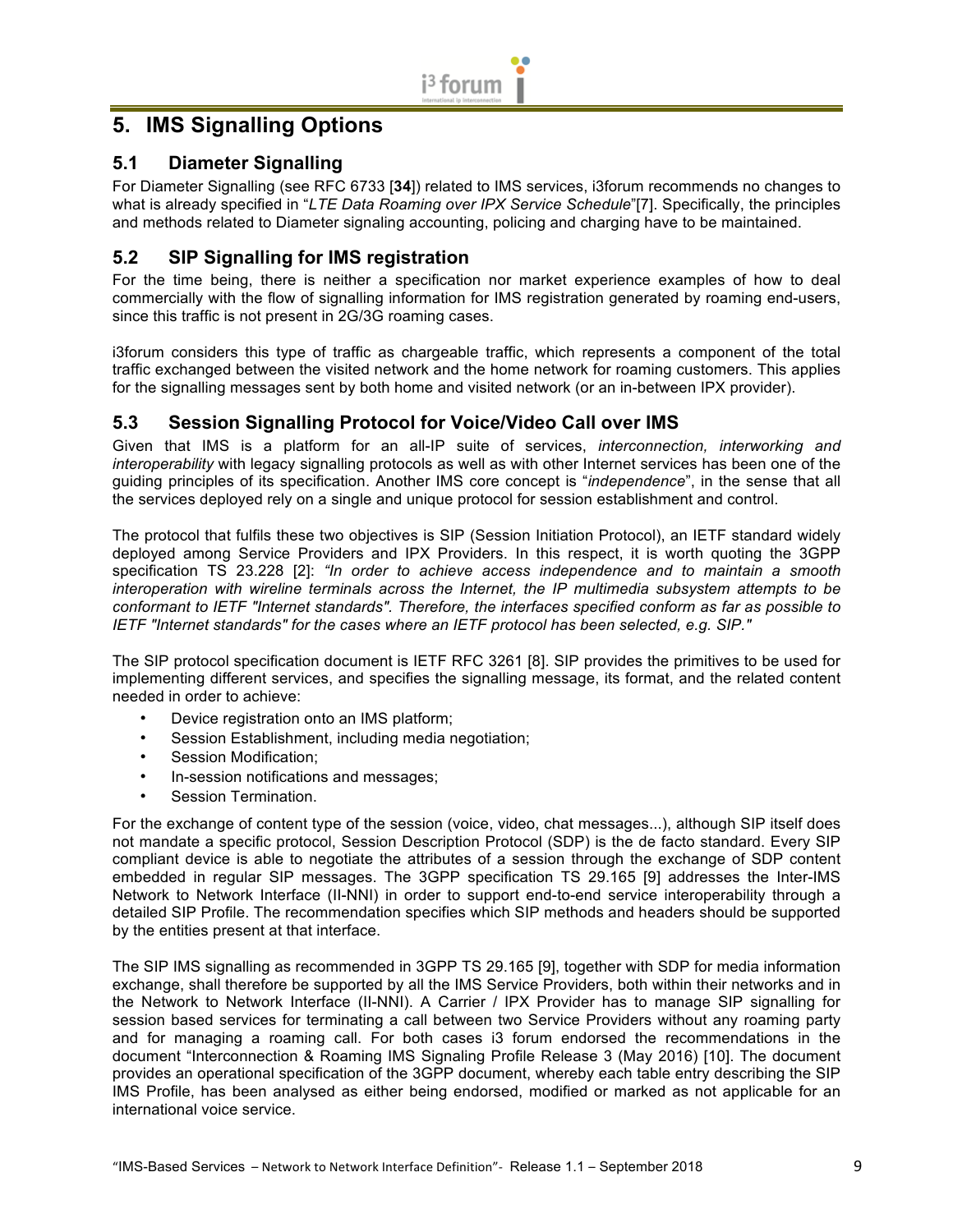# 5. IMS Signalling Options

## 5.1 Diameter Signalling

For Diameter Signalling (see RFC 6733 [**34**]) related to IMS services, i3forum recommends no changes to what is already specified in "*LTE Data Roaming over IPX Service Schedule*"[7]. Specifically, the principles and methods related to Diameter signaling accounting, policing and charging have to be maintained.

## 5.2 SIP Signalling for IMS registration

For the time being, there is neither a specification nor market experience examples of how to deal commercially with the flow of signalling information for IMS registration generated by roaming end-users, since this traffic is not present in 2G/3G roaming cases.

i3forum considers this type of traffic as chargeable traffic, which represents a component of the total traffic exchanged between the visited network and the home network for roaming customers. This applies for the signalling messages sent by both home and visited network (or an in-between IPX provider).

## 5.3 Session Signalling Protocol for Voice/Video Call over IMS

Given that IMS is a platform for an all-IP suite of services, *interconnection, interworking and interoperability* with legacy signalling protocols as well as with other Internet services has been one of the guiding principles of its specification. Another IMS core concept is "*independence*", in the sense that all the services deployed rely on a single and unique protocol for session establishment and control.

The protocol that fulfils these two objectives is SIP (Session Initiation Protocol), an IETF standard widely deployed among Service Providers and IPX Providers. In this respect, it is worth quoting the 3GPP specification TS 23.228 [2]: *"In order to achieve access independence and to maintain a smooth interoperation with wireline terminals across the Internet, the IP multimedia subsystem attempts to be conformant to IETF "Internet standards". Therefore, the interfaces specified conform as far as possible to IETF "Internet standards" for the cases where an IETF protocol has been selected, e.g. SIP."*

The SIP protocol specification document is IETF RFC 3261 [8]. SIP provides the primitives to be used for implementing different services, and specifies the signalling message, its format, and the related content needed in order to achieve:

- Device registration onto an IMS platform;
- Session Establishment, including media negotiation;
- Session Modification;
- In-session notifications and messages;
- Session Termination.

For the exchange of content type of the session (voice, video, chat messages...), although SIP itself does not mandate a specific protocol, Session Description Protocol (SDP) is the de facto standard. Every SIP compliant device is able to negotiate the attributes of a session through the exchange of SDP content embedded in regular SIP messages. The 3GPP specification TS 29.165 [9] addresses the Inter-IMS Network to Network Interface (II-NNI) in order to support end-to-end service interoperability through a detailed SIP Profile. The recommendation specifies which SIP methods and headers should be supported by the entities present at that interface.

The SIP IMS signalling as recommended in 3GPP TS 29.165 [9], together with SDP for media information exchange, shall therefore be supported by all the IMS Service Providers, both within their networks and in the Network to Network Interface (II-NNI). A Carrier / IPX Provider has to manage SIP signalling for session based services for terminating a call between two Service Providers without any roaming party and for managing a roaming call. For both cases i3 forum endorsed the recommendations in the document "Interconnection & Roaming IMS Signaling Profile Release 3 (May 2016) [10]. The document provides an operational specification of the 3GPP document, whereby each table entry describing the SIP IMS Profile, has been analysed as either being endorsed, modified or marked as not applicable for an international voice service.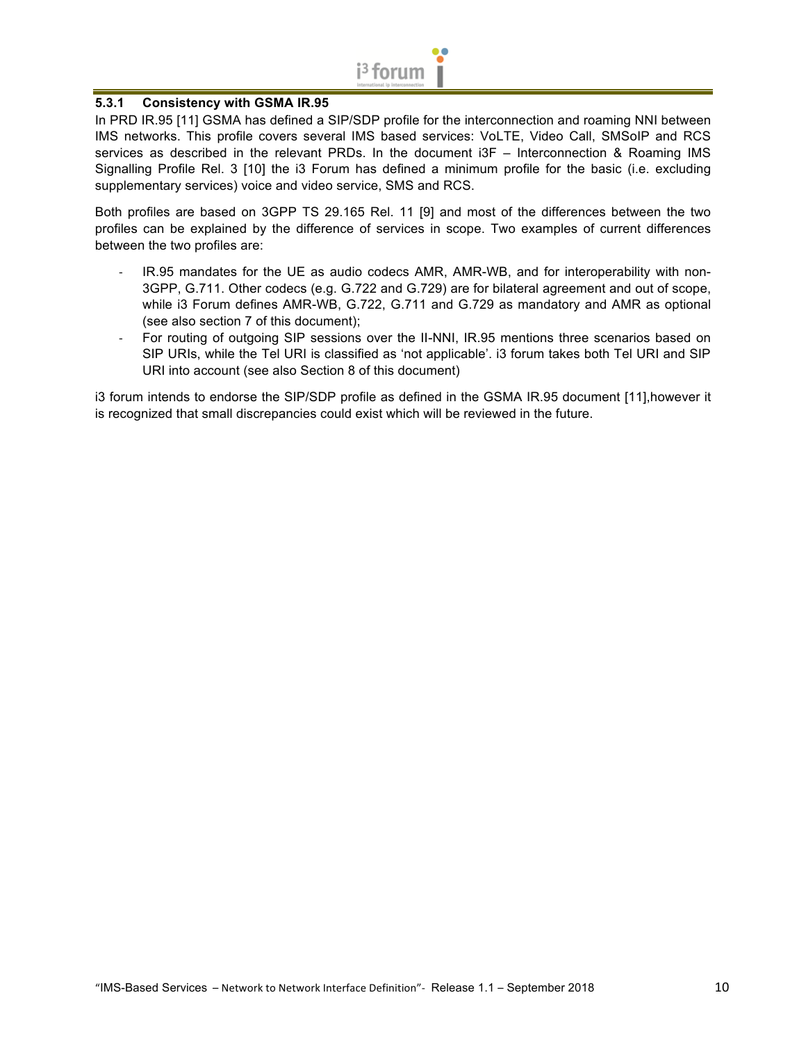### 5.3.1 Consistency with GSMA IR.95

In PRD IR.95 [11] GSMA has defined a SIP/SDP profile for the interconnection and roaming NNI between IMS networks. This profile covers several IMS based services: VoLTE, Video Call, SMSoIP and RCS services as described in the relevant PRDs. In the document i3F – Interconnection & Roaming IMS Signalling Profile Rel. 3 [10] the i3 Forum has defined a minimum profile for the basic (i.e. excluding supplementary services) voice and video service, SMS and RCS.

Both profiles are based on 3GPP TS 29.165 Rel. 11 [9] and most of the differences between the two profiles can be explained by the difference of services in scope. Two examples of current differences between the two profiles are:

- IR.95 mandates for the UE as audio codecs AMR, AMR-WB, and for interoperability with non-3GPP, G.711. Other codecs (e.g. G.722 and G.729) are for bilateral agreement and out of scope, while i3 Forum defines AMR-WB, G.722, G.711 and G.729 as mandatory and AMR as optional (see also section 7 of this document);
- For routing of outgoing SIP sessions over the II-NNI, IR.95 mentions three scenarios based on SIP URIs, while the Tel URI is classified as 'not applicable'. i3 forum takes both Tel URI and SIP URI into account (see also Section 8 of this document)

i3 forum intends to endorse the SIP/SDP profile as defined in the GSMA IR.95 document [11],however it is recognized that small discrepancies could exist which will be reviewed in the future.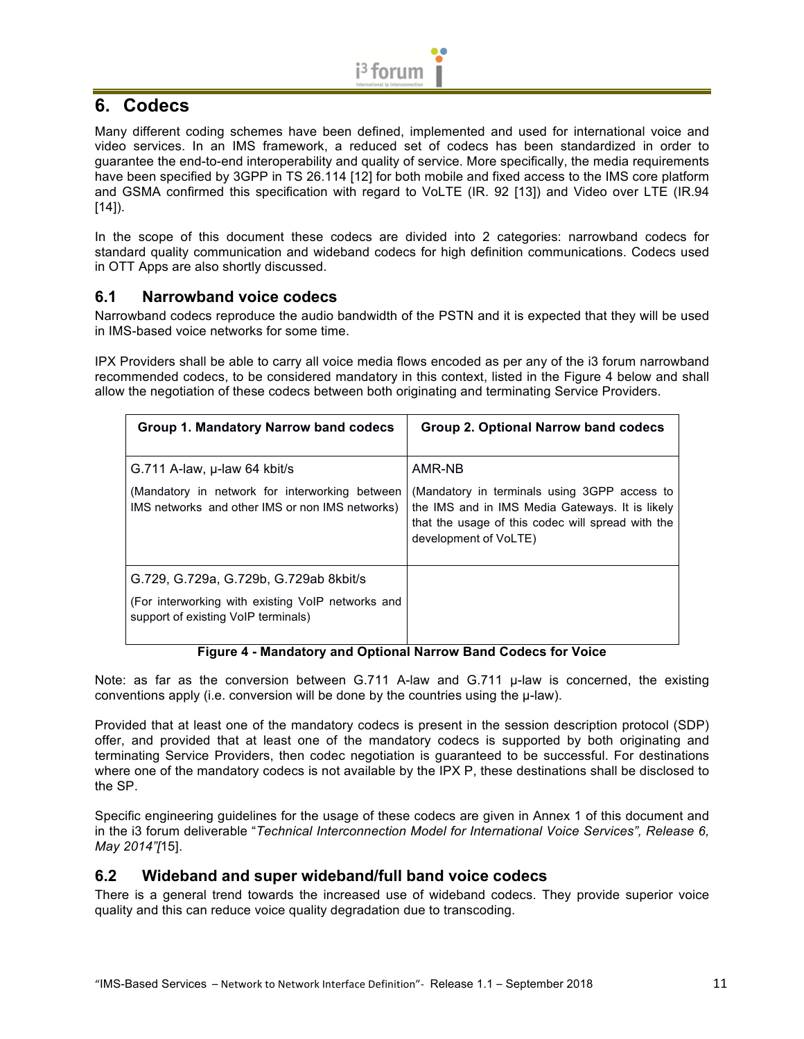# 6. Codecs

Many different coding schemes have been defined, implemented and used for international voice and video services. In an IMS framework, a reduced set of codecs has been standardized in order to guarantee the end-to-end interoperability and quality of service. More specifically, the media requirements have been specified by 3GPP in TS 26.114 [12] for both mobile and fixed access to the IMS core platform and GSMA confirmed this specification with regard to VoLTE (IR. 92 [13]) and Video over LTE (IR.94 [14]).

In the scope of this document these codecs are divided into 2 categories: narrowband codecs for standard quality communication and wideband codecs for high definition communications. Codecs used in OTT Apps are also shortly discussed.

## 6.1 Narrowband voice codecs

Narrowband codecs reproduce the audio bandwidth of the PSTN and it is expected that they will be used in IMS-based voice networks for some time.

IPX Providers shall be able to carry all voice media flows encoded as per any of the i3 forum narrowband recommended codecs, to be considered mandatory in this context, listed in the Figure 4 below and shall allow the negotiation of these codecs between both originating and terminating Service Providers.

| Group 1. Mandatory Narrow band codecs | Group 2. Optional Narrow band codecs |
| --- | --- |
| G.711 A-law, µ-law 64 kbit/s<br><br>(Mandatory in network for interworking between IMS networks and other IMS or non IMS networks) | AMR-NB<br><br>(Mandatory in terminals using 3GPP access to the IMS and in IMS Media Gateways. It is likely that the usage of this codec will spread with the development of VoLTE) |
| G.729, G.729a, G.729b, G.729ab 8kbit/s<br><br>(For interworking with existing VoIP networks and support of existing VoIP terminals) | |

**Figure 4 - Mandatory and Optional Narrow Band Codecs for Voice**

Note: as far as the conversion between G.711 A-law and G.711 µ-law is concerned, the existing conventions apply (i.e. conversion will be done by the countries using the µ-law).

Provided that at least one of the mandatory codecs is present in the session description protocol (SDP) offer, and provided that at least one of the mandatory codecs is supported by both originating and terminating Service Providers, then codec negotiation is guaranteed to be successful. For destinations where one of the mandatory codecs is not available by the IPX P, these destinations shall be disclosed to the SP.

Specific engineering guidelines for the usage of these codecs are given in Annex 1 of this document and in the i3 forum deliverable "*Technical Interconnection Model for International Voice Services", Release 6, May 2014"[*15].

## 6.2 Wideband and super wideband/full band voice codecs

There is a general trend towards the increased use of wideband codecs. They provide superior voice quality and this can reduce voice quality degradation due to transcoding.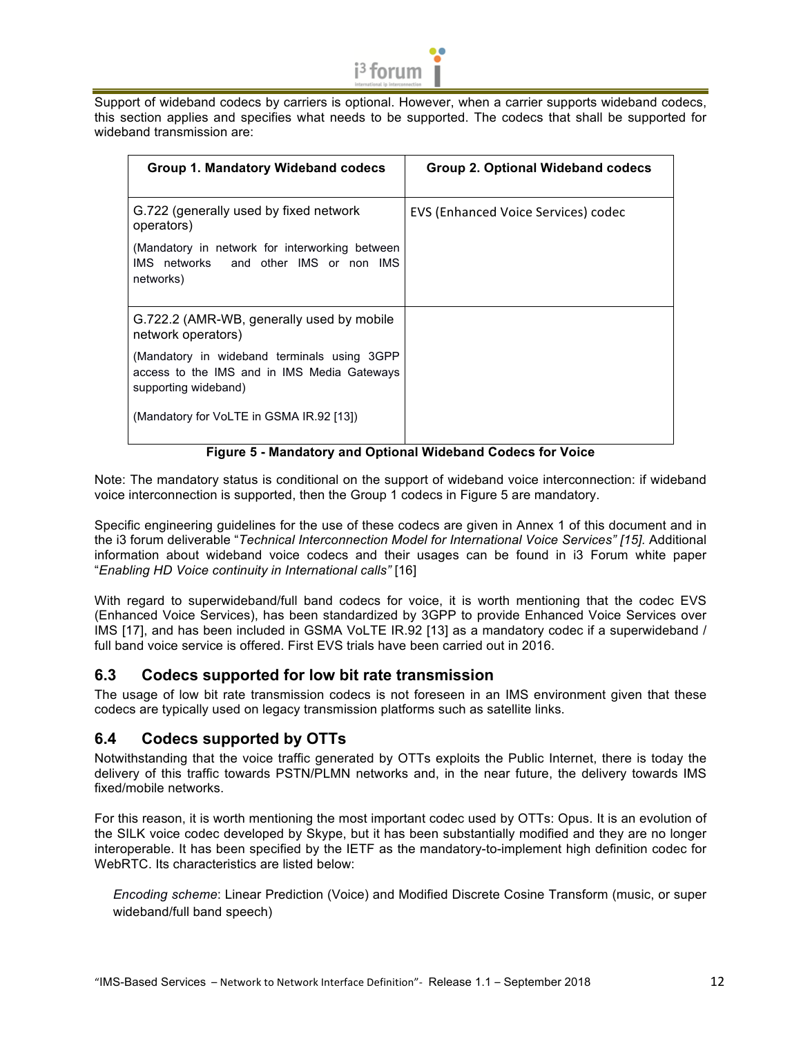Support of wideband codecs by carriers is optional. However, when a carrier supports wideband codecs, this section applies and specifies what needs to be supported. The codecs that shall be supported for wideband transmission are:

| Group 1. Mandatory Wideband codecs | Group 2. Optional Wideband codecs |
|---|---|
| G.722 (generally used by fixed network operators)<br><br>(Mandatory in network for interworking between IMS networks and other IMS or non IMS networks) | EVS (Enhanced Voice Services) codec |
| G.722.2 (AMR-WB, generally used by mobile network operators)<br><br>(Mandatory in wideband terminals using 3GPP access to the IMS and in IMS Media Gateways supporting wideband)<br><br>(Mandatory for VoLTE in GSMA IR.92 [13]) | |

**Figure 5 - Mandatory and Optional Wideband Codecs for Voice**

Note: The mandatory status is conditional on the support of wideband voice interconnection: if wideband voice interconnection is supported, then the Group 1 codecs in Figure 5 are mandatory.

Specific engineering guidelines for the use of these codecs are given in Annex 1 of this document and in the i3 forum deliverable "*Technical Interconnection Model for International Voice Services" [15].* Additional information about wideband voice codecs and their usages can be found in i3 Forum white paper "*Enabling HD Voice continuity in International calls"* [16]

With regard to superwideband/full band codecs for voice, it is worth mentioning that the codec EVS (Enhanced Voice Services), has been standardized by 3GPP to provide Enhanced Voice Services over IMS [17], and has been included in GSMA VoLTE IR.92 [13] as a mandatory codec if a superwideband / full band voice service is offered. First EVS trials have been carried out in 2016.

## 6.3 Codecs supported for low bit rate transmission

The usage of low bit rate transmission codecs is not foreseen in an IMS environment given that these codecs are typically used on legacy transmission platforms such as satellite links.

## 6.4 Codecs supported by OTTs

Notwithstanding that the voice traffic generated by OTTs exploits the Public Internet, there is today the delivery of this traffic towards PSTN/PLMN networks and, in the near future, the delivery towards IMS fixed/mobile networks.

For this reason, it is worth mentioning the most important codec used by OTTs: Opus. It is an evolution of the SILK voice codec developed by Skype, but it has been substantially modified and they are no longer interoperable. It has been specified by the IETF as the mandatory-to-implement high definition codec for WebRTC. Its characteristics are listed below:

*Encoding scheme*: Linear Prediction (Voice) and Modified Discrete Cosine Transform (music, or super wideband/full band speech)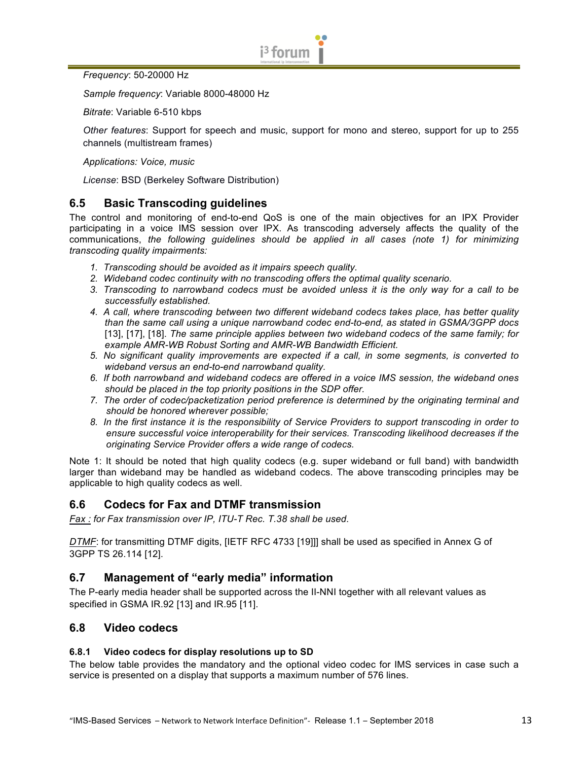*Frequency*: 50-20000 Hz

*Sample frequency*: Variable 8000-48000 Hz

*Bitrate*: Variable 6-510 kbps

*Other features*: Support for speech and music, support for mono and stereo, support for up to 255 channels (multistream frames)

*Applications: Voice, music*

*License*: BSD (Berkeley Software Distribution)

## 6.5 Basic Transcoding guidelines

The control and monitoring of end-to-end QoS is one of the main objectives for an IPX Provider participating in a voice IMS session over IPX. As transcoding adversely affects the quality of the communications, *the following guidelines should be applied in all cases (note 1) for minimizing transcoding quality impairments:*

1. *Transcoding should be avoided as it impairs speech quality.*
2. *Wideband codec continuity with no transcoding offers the optimal quality scenario.*
3. *Transcoding to narrowband codecs must be avoided unless it is the only way for a call to be successfully established.*
4. *A call, where transcoding between two different wideband codecs takes place, has better quality than the same call using a unique narrowband codec end-to-end, as stated in GSMA/3GPP docs* [13], [17], [18]. *The same principle applies between two wideband codecs of the same family; for example AMR-WB Robust Sorting and AMR-WB Bandwidth Efficient.*
5. *No significant quality improvements are expected if a call, in some segments, is converted to wideband versus an end-to-end narrowband quality.*
6. *If both narrowband and wideband codecs are offered in a voice IMS session, the wideband ones should be placed in the top priority positions in the SDP offer.*
7. *The order of codec/packetization period preference is determined by the originating terminal and should be honored wherever possible;*
8. *In the first instance it is the responsibility of Service Providers to support transcoding in order to ensure successful voice interoperability for their services. Transcoding likelihood decreases if the originating Service Provider offers a wide range of codecs.*

Note 1: It should be noted that high quality codecs (e.g. super wideband or full band) with bandwidth larger than wideband may be handled as wideband codecs. The above transcoding principles may be applicable to high quality codecs as well.

## 6.6 Codecs for Fax and DTMF transmission

*Fax : for Fax transmission over IP, ITU-T Rec. T.38 shall be used.*

*DTMF*: for transmitting DTMF digits, [IETF RFC 4733 [19]]] shall be used as specified in Annex G of 3GPP TS 26.114 [12].

## 6.7 Management of "early media" information

The P-early media header shall be supported across the II-NNI together with all relevant values as specified in GSMA IR.92 [13] and IR.95 [11].

## 6.8 Video codecs

### 6.8.1 Video codecs for display resolutions up to SD

The below table provides the mandatory and the optional video codec for IMS services in case such a service is presented on a display that supports a maximum number of 576 lines.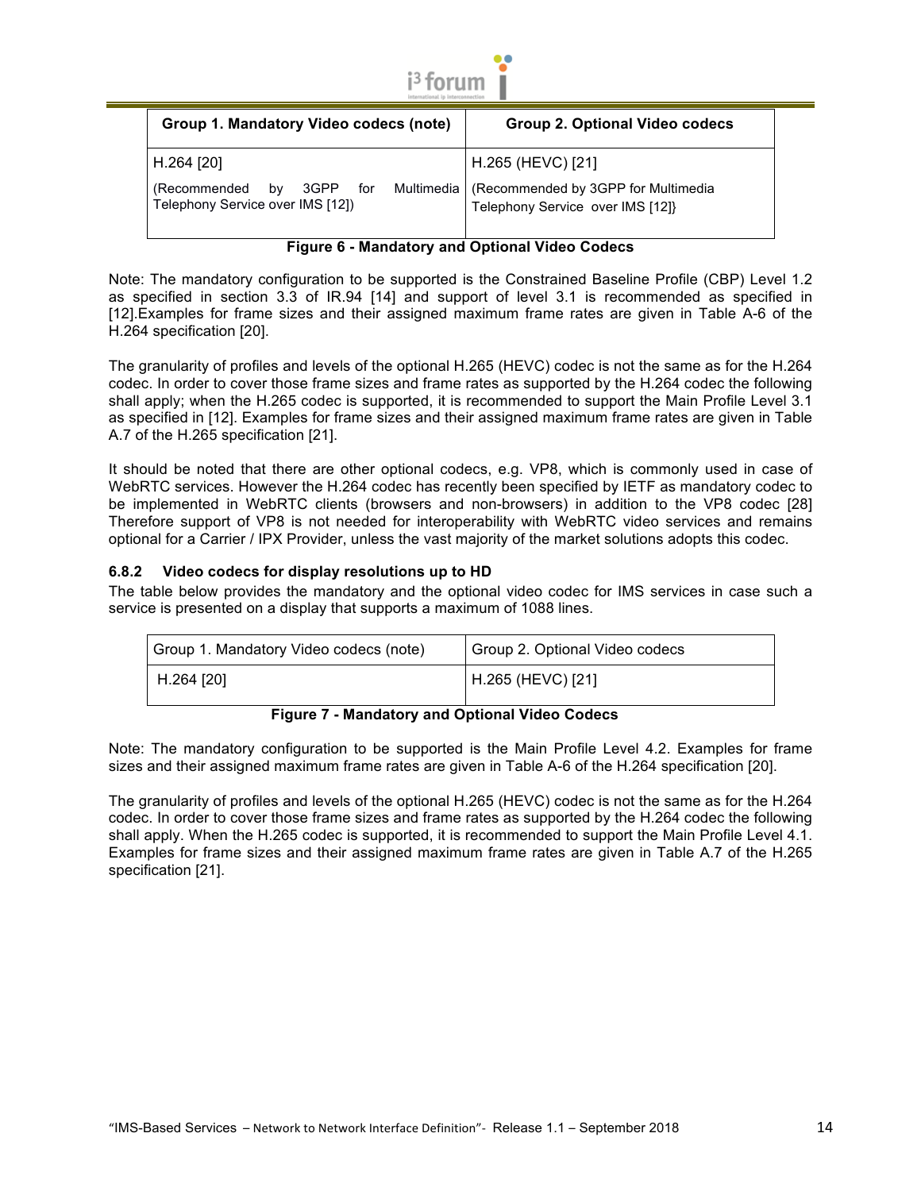| Group 1. Mandatory Video codecs (note) | Group 2. Optional Video codecs |
|---|---|
| H.264 [20]<br>(Recommended by 3GPP for Multimedia Telephony Service over IMS [12]) | H.265 (HEVC) [21]<br>(Recommended by 3GPP for Multimedia Telephony Service over IMS [12]} |

**Figure 6 - Mandatory and Optional Video Codecs**

Note: The mandatory configuration to be supported is the Constrained Baseline Profile (CBP) Level 1.2 as specified in section 3.3 of IR.94 [14] and support of level 3.1 is recommended as specified in [12].Examples for frame sizes and their assigned maximum frame rates are given in Table A-6 of the H.264 specification [20].

The granularity of profiles and levels of the optional H.265 (HEVC) codec is not the same as for the H.264 codec. In order to cover those frame sizes and frame rates as supported by the H.264 codec the following shall apply; when the H.265 codec is supported, it is recommended to support the Main Profile Level 3.1 as specified in [12]. Examples for frame sizes and their assigned maximum frame rates are given in Table A.7 of the H.265 specification [21].

It should be noted that there are other optional codecs, e.g. VP8, which is commonly used in case of WebRTC services. However the H.264 codec has recently been specified by IETF as mandatory codec to be implemented in WebRTC clients (browsers and non-browsers) in addition to the VP8 codec [28] Therefore support of VP8 is not needed for interoperability with WebRTC video services and remains optional for a Carrier / IPX Provider, unless the vast majority of the market solutions adopts this codec.

### 6.8.2 Video codecs for display resolutions up to HD

The table below provides the mandatory and the optional video codec for IMS services in case such a service is presented on a display that supports a maximum of 1088 lines.

| Group 1. Mandatory Video codecs (note) | Group 2. Optional Video codecs |
|---|---|
| H.264 [20] | H.265 (HEVC) [21] |

**Figure 7 - Mandatory and Optional Video Codecs**

Note: The mandatory configuration to be supported is the Main Profile Level 4.2. Examples for frame sizes and their assigned maximum frame rates are given in Table A-6 of the H.264 specification [20].

The granularity of profiles and levels of the optional H.265 (HEVC) codec is not the same as for the H.264 codec. In order to cover those frame sizes and frame rates as supported by the H.264 codec the following shall apply. When the H.265 codec is supported, it is recommended to support the Main Profile Level 4.1. Examples for frame sizes and their assigned maximum frame rates are given in Table A.7 of the H.265 specification [21].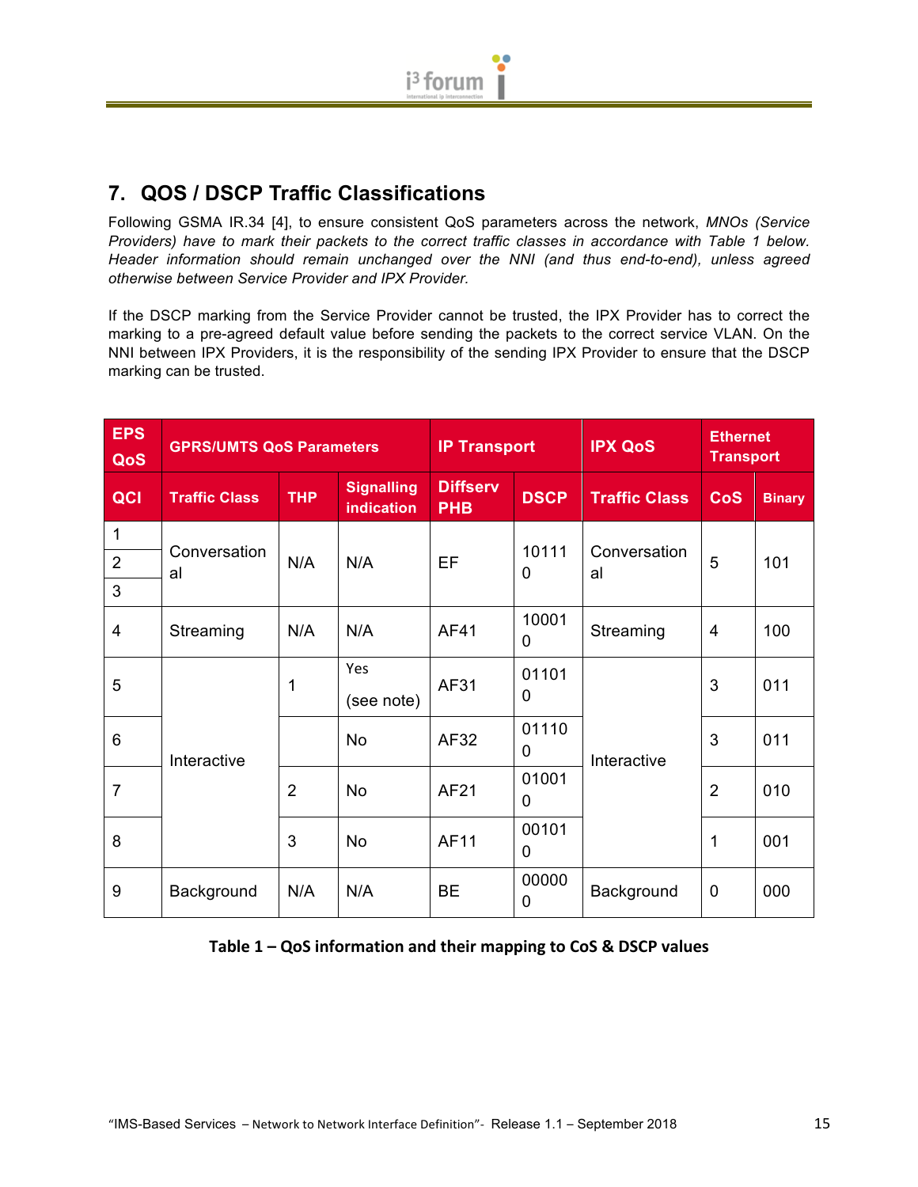## 7. QOS / DSCP Traffic Classifications

Following GSMA IR.34 [4], to ensure consistent QoS parameters across the network, *MNOs (Service Providers) have to mark their packets to the correct traffic classes in accordance with Table 1 below. Header information should remain unchanged over the NNI (and thus end-to-end), unless agreed otherwise between Service Provider and IPX Provider.*

If the DSCP marking from the Service Provider cannot be trusted, the IPX Provider has to correct the marking to a pre-agreed default value before sending the packets to the correct service VLAN. On the NNI between IPX Providers, it is the responsibility of the sending IPX Provider to ensure that the DSCP marking can be trusted.

| EPS QoS | GPRS/UMTS QoS Parameters | | | IP Transport | | IPX QoS | Ethernet Transport | |
|---|---|---|---|---|---|---|---|---|
| **QCI** | **Traffic Class** | **THP** | **Signalling indication** | **Diffserv PHB** | **DSCP** | **Traffic Class** | **CoS** | **Binary** |
| 1 | Conversational | N/A | N/A | EF | 101110 | Conversational | 5 | 101 |
| 2 | Conversational | N/A | N/A | EF | 101110 | Conversational | 5 | 101 |
| 3 | Conversational | N/A | N/A | EF | 101110 | Conversational | 5 | 101 |
| 4 | Streaming | N/A | N/A | AF41 | 100010 | Streaming | 4 | 100 |
| 5 | Interactive | 1 | Yes (see note) | AF31 | 011010 | Interactive | 3 | 011 |
| 6 | Interactive | | No | AF32 | 011100 | Interactive | 3 | 011 |
| 7 | Interactive | 2 | No | AF21 | 010010 | Interactive | 2 | 010 |
| 8 | Interactive | 3 | No | AF11 | 001010 | Interactive | 1 | 001 |
| 9 | Background | N/A | N/A | BE | 000000 | Background | 0 | 000 |

**Table 1 – QoS information and their mapping to CoS & DSCP values**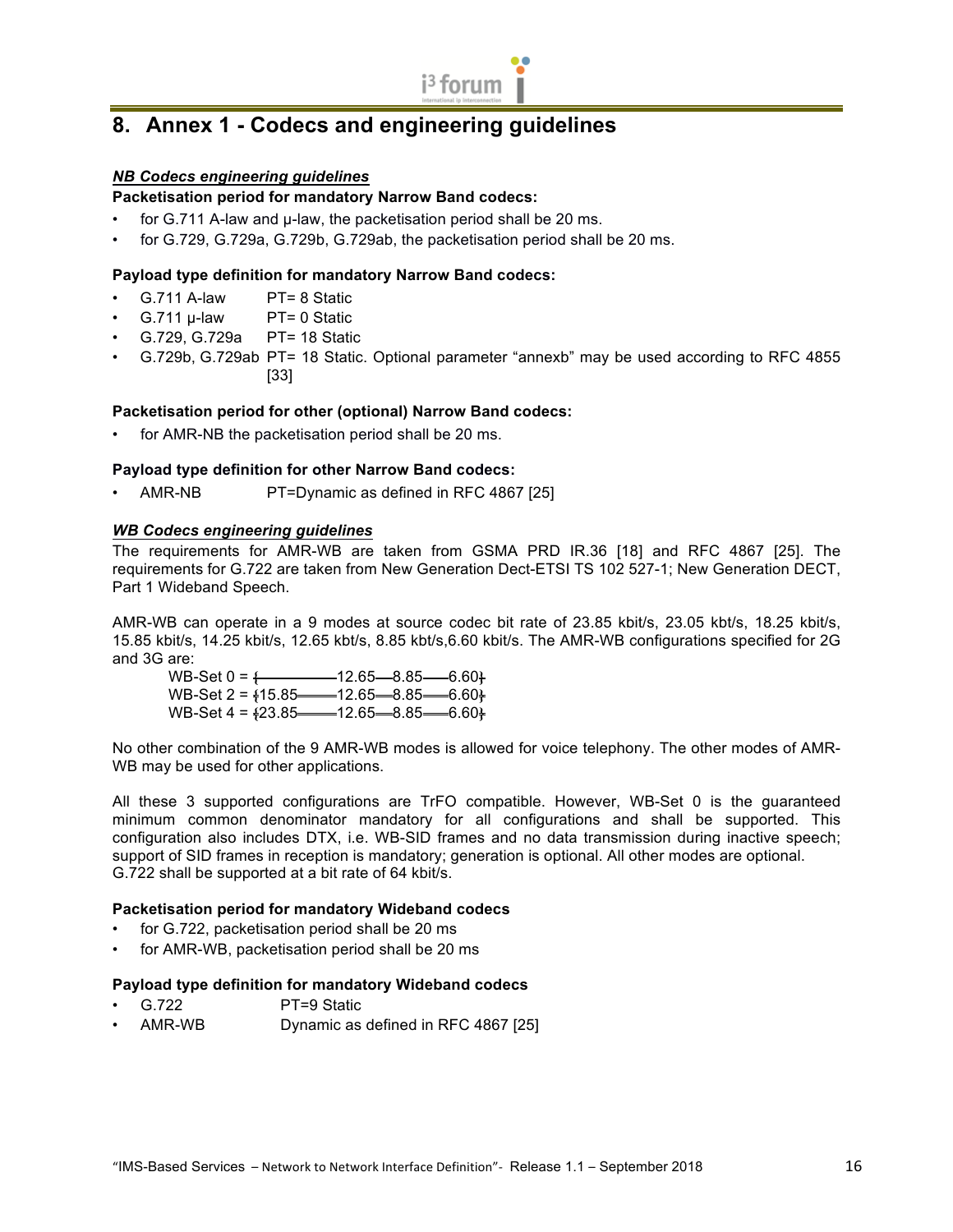# 8. Annex 1 - Codecs and engineering guidelines

***NB Codecs engineering guidelines***

**Packetisation period for mandatory Narrow Band codecs:**

- for G.711 A-law and µ-law, the packetisation period shall be 20 ms.
- for G.729, G.729a, G.729b, G.729ab, the packetisation period shall be 20 ms.

**Payload type definition for mandatory Narrow Band codecs:**

- G.711 A-law PT= 8 Static
- G.711 µ-law PT= 0 Static
- G.729, G.729a PT= 18 Static
- G.729b, G.729ab PT= 18 Static. Optional parameter "annexb" may be used according to RFC 4855 [33]

**Packetisation period for other (optional) Narrow Band codecs:**

- for AMR-NB the packetisation period shall be 20 ms.

**Payload type definition for other Narrow Band codecs:**

- AMR-NB PT=Dynamic as defined in RFC 4867 [25]

***WB Codecs engineering guidelines***

The requirements for AMR-WB are taken from GSMA PRD IR.36 [18] and RFC 4867 [25]. The requirements for G.722 are taken from New Generation Dect-ETSI TS 102 527-1; New Generation DECT, Part 1 Wideband Speech.

AMR-WB can operate in a 9 modes at source codec bit rate of 23.85 kbit/s, 23.05 kbt/s, 18.25 kbit/s, 15.85 kbit/s, 14.25 kbit/s, 12.65 kbt/s, 8.85 kbt/s,6.60 kbit/s. The AMR-WB configurations specified for 2G and 3G are:

WB-Set 0 = {12.65 8.85 6.60}
WB-Set 2 = {15.85 12.65 8.85 6.60}
WB-Set 4 = {23.85 12.65 8.85 6.60}

No other combination of the 9 AMR-WB modes is allowed for voice telephony. The other modes of AMR-WB may be used for other applications.

All these 3 supported configurations are TrFO compatible. However, WB-Set 0 is the guaranteed minimum common denominator mandatory for all configurations and shall be supported. This configuration also includes DTX, i.e. WB-SID frames and no data transmission during inactive speech; support of SID frames in reception is mandatory; generation is optional. All other modes are optional.
G.722 shall be supported at a bit rate of 64 kbit/s.

**Packetisation period for mandatory Wideband codecs**

- for G.722, packetisation period shall be 20 ms
- for AMR-WB, packetisation period shall be 20 ms

**Payload type definition for mandatory Wideband codecs**

- G.722 PT=9 Static
- AMR-WB Dynamic as defined in RFC 4867 [25]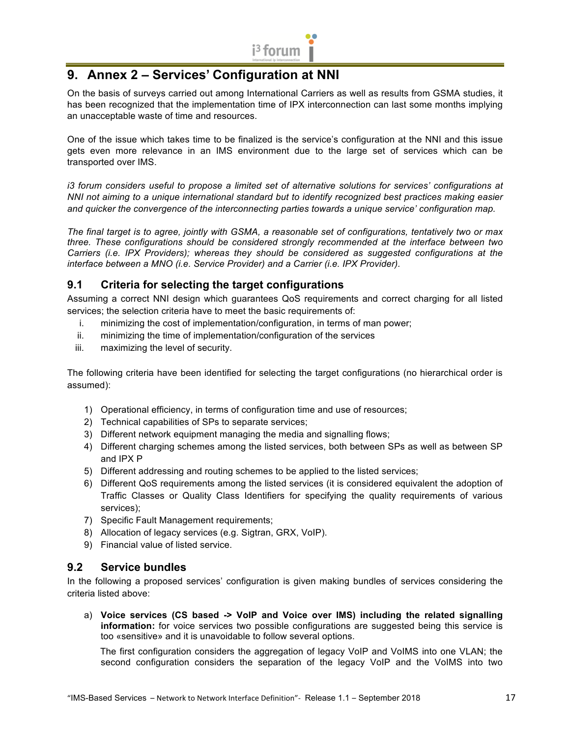# 9. Annex 2 – Services' Configuration at NNI

On the basis of surveys carried out among International Carriers as well as results from GSMA studies, it has been recognized that the implementation time of IPX interconnection can last some months implying an unacceptable waste of time and resources.

One of the issue which takes time to be finalized is the service's configuration at the NNI and this issue gets even more relevance in an IMS environment due to the large set of services which can be transported over IMS.

*i3 forum considers useful to propose a limited set of alternative solutions for services' configurations at NNI not aiming to a unique international standard but to identify recognized best practices making easier and quicker the convergence of the interconnecting parties towards a unique service' configuration map.*

*The final target is to agree, jointly with GSMA, a reasonable set of configurations, tentatively two or max three. These configurations should be considered strongly recommended at the interface between two Carriers (i.e. IPX Providers); whereas they should be considered as suggested configurations at the interface between a MNO (i.e. Service Provider) and a Carrier (i.e. IPX Provider).*

## 9.1 Criteria for selecting the target configurations

Assuming a correct NNI design which guarantees QoS requirements and correct charging for all listed services; the selection criteria have to meet the basic requirements of:

i. minimizing the cost of implementation/configuration, in terms of man power;
ii. minimizing the time of implementation/configuration of the services
iii. maximizing the level of security.

The following criteria have been identified for selecting the target configurations (no hierarchical order is assumed):

1) Operational efficiency, in terms of configuration time and use of resources;
2) Technical capabilities of SPs to separate services;
3) Different network equipment managing the media and signalling flows;
4) Different charging schemes among the listed services, both between SPs as well as between SP and IPX P
5) Different addressing and routing schemes to be applied to the listed services;
6) Different QoS requirements among the listed services (it is considered equivalent the adoption of Traffic Classes or Quality Class Identifiers for specifying the quality requirements of various services);
7) Specific Fault Management requirements;
8) Allocation of legacy services (e.g. Sigtran, GRX, VoIP).
9) Financial value of listed service.

## 9.2 Service bundles

In the following a proposed services' configuration is given making bundles of services considering the criteria listed above:

a) **Voice services (CS based -> VoIP and Voice over IMS) including the related signalling information:** for voice services two possible configurations are suggested being this service is too «sensitive» and it is unavoidable to follow several options.

   The first configuration considers the aggregation of legacy VoIP and VoIMS into one VLAN; the second configuration considers the separation of the legacy VoIP and the VoIMS into two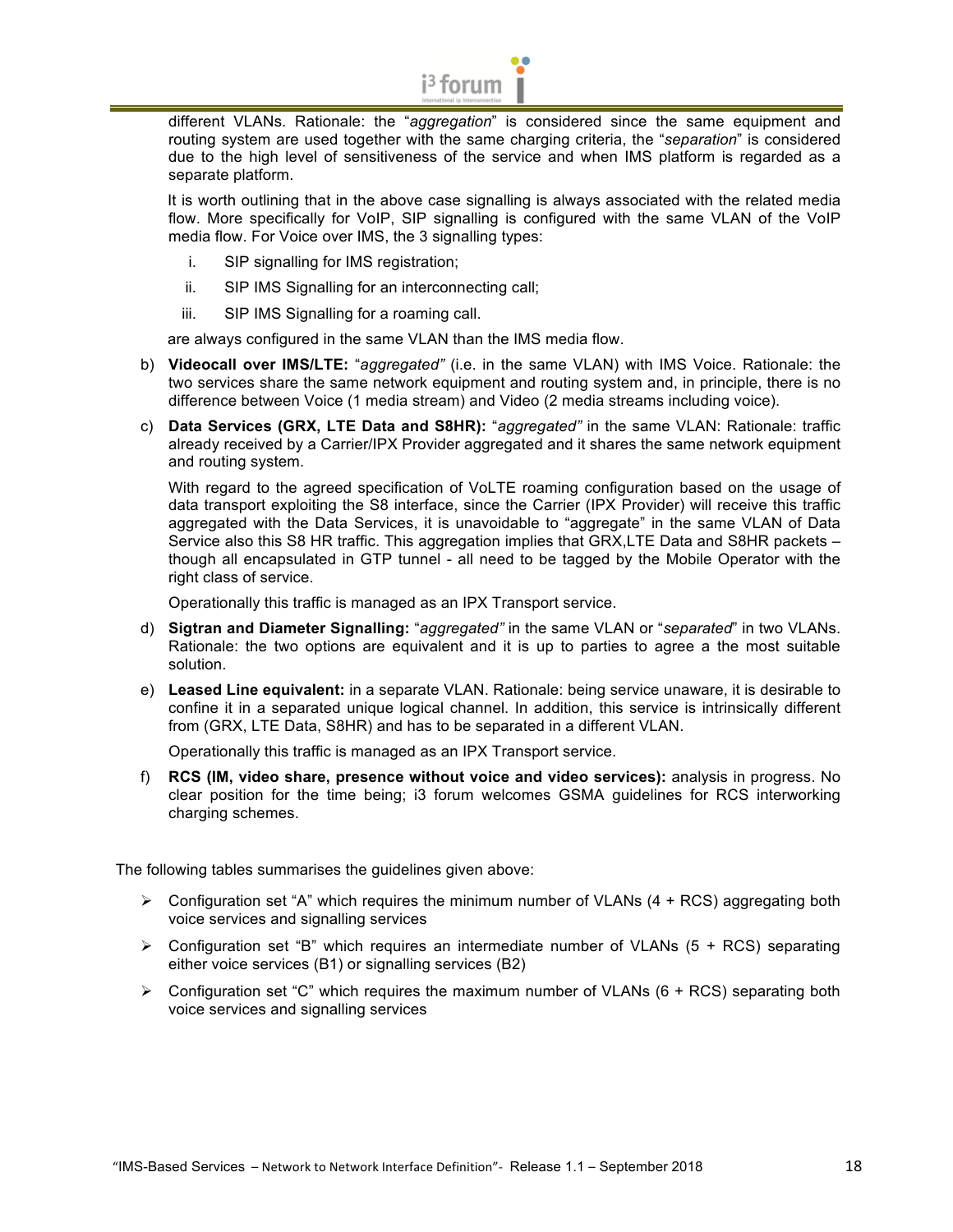different VLANs. Rationale: the "*aggregation*" is considered since the same equipment and routing system are used together with the same charging criteria, the "*separation*" is considered due to the high level of sensitiveness of the service and when IMS platform is regarded as a separate platform.

It is worth outlining that in the above case signalling is always associated with the related media flow. More specifically for VoIP, SIP signalling is configured with the same VLAN of the VoIP media flow. For Voice over IMS, the 3 signalling types:

i. SIP signalling for IMS registration;

ii. SIP IMS Signalling for an interconnecting call;

iii. SIP IMS Signalling for a roaming call.

are always configured in the same VLAN than the IMS media flow.

b) **Videocall over IMS/LTE:** "*aggregated"* (i.e. in the same VLAN) with IMS Voice. Rationale: the two services share the same network equipment and routing system and, in principle, there is no difference between Voice (1 media stream) and Video (2 media streams including voice).

c) **Data Services (GRX, LTE Data and S8HR):** "*aggregated"* in the same VLAN: Rationale: traffic already received by a Carrier/IPX Provider aggregated and it shares the same network equipment and routing system.

With regard to the agreed specification of VoLTE roaming configuration based on the usage of data transport exploiting the S8 interface, since the Carrier (IPX Provider) will receive this traffic aggregated with the Data Services, it is unavoidable to "aggregate" in the same VLAN of Data Service also this S8 HR traffic. This aggregation implies that GRX,LTE Data and S8HR packets – though all encapsulated in GTP tunnel - all need to be tagged by the Mobile Operator with the right class of service.

Operationally this traffic is managed as an IPX Transport service.

d) **Sigtran and Diameter Signalling:** "*aggregated"* in the same VLAN or "*separated*" in two VLANs. Rationale: the two options are equivalent and it is up to parties to agree a the most suitable solution.

e) **Leased Line equivalent:** in a separate VLAN. Rationale: being service unaware, it is desirable to confine it in a separated unique logical channel. In addition, this service is intrinsically different from (GRX, LTE Data, S8HR) and has to be separated in a different VLAN.

Operationally this traffic is managed as an IPX Transport service.

f) **RCS (IM, video share, presence without voice and video services):** analysis in progress. No clear position for the time being; i3 forum welcomes GSMA guidelines for RCS interworking charging schemes.

The following tables summarises the guidelines given above:

- Configuration set "A" which requires the minimum number of VLANs (4 + RCS) aggregating both voice services and signalling services
- Configuration set "B" which requires an intermediate number of VLANs (5 + RCS) separating either voice services (B1) or signalling services (B2)
- Configuration set "C" which requires the maximum number of VLANs (6 + RCS) separating both voice services and signalling services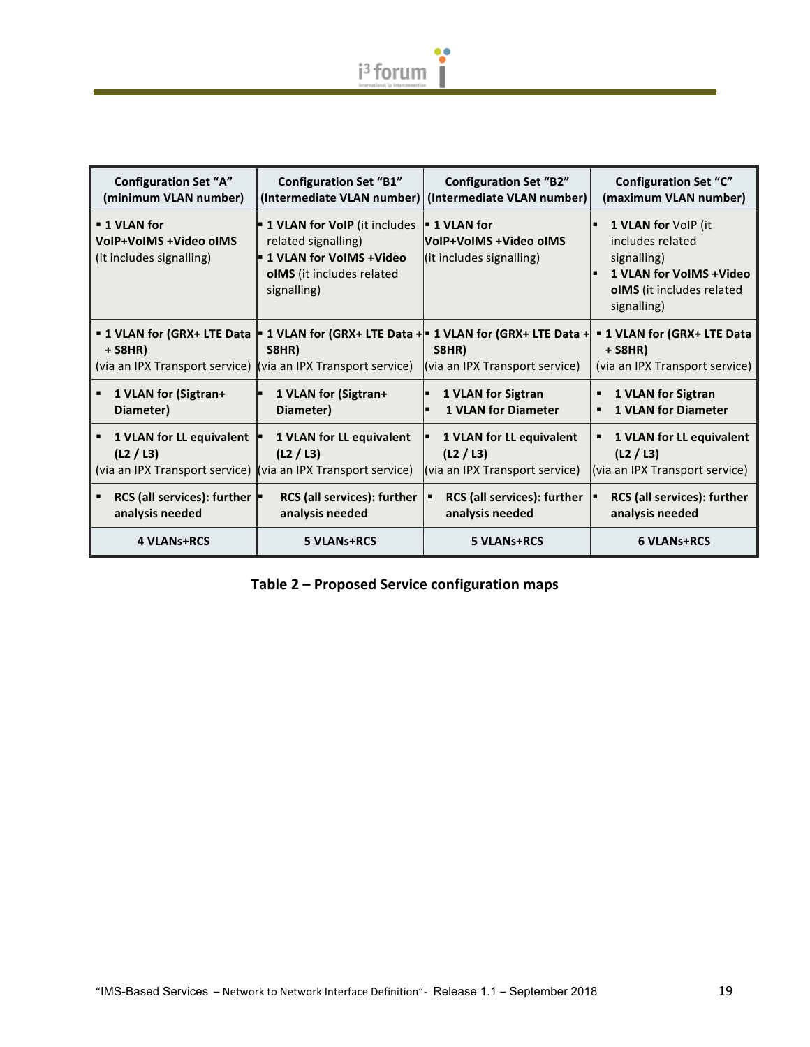| Configuration Set "A" (minimum VLAN number) | Configuration Set "B1" (Intermediate VLAN number) | Configuration Set "B2" (Intermediate VLAN number) | Configuration Set "C" (maximum VLAN number) |
|---|---|---|---|
| ▪ **1 VLAN for VoIP+VoIMS +Video oIMS** (it includes signalling) | ▪ **1 VLAN for VoIP** (it includes related signalling)<br>▪ **1 VLAN for VoIMS +Video oIMS** (it includes related signalling) | ▪ **1 VLAN for VoIP+VoIMS +Video oIMS** (it includes signalling) | ▪ **1 VLAN for** VoIP (it includes related signalling)<br>▪ **1 VLAN for VoIMS +Video oIMS** (it includes related signalling) |
| ▪ **1 VLAN for (GRX+ LTE Data + S8HR)** (via an IPX Transport service) | ▪ **1 VLAN for (GRX+ LTE Data + S8HR)** (via an IPX Transport service) | ▪ **1 VLAN for (GRX+ LTE Data + S8HR)** (via an IPX Transport service) | ▪ **1 VLAN for (GRX+ LTE Data + S8HR)** (via an IPX Transport service) |
| ▪ **1 VLAN for (Sigtran+ Diameter)** | ▪ **1 VLAN for (Sigtran+ Diameter)** | ▪ **1 VLAN for Sigtran**<br>▪ **1 VLAN for Diameter** | ▪ **1 VLAN for Sigtran**<br>▪ **1 VLAN for Diameter** |
| ▪ **1 VLAN for LL equivalent (L2 / L3)** (via an IPX Transport service) | ▪ **1 VLAN for LL equivalent (L2 / L3)** (via an IPX Transport service) | ▪ **1 VLAN for LL equivalent (L2 / L3)** (via an IPX Transport service) | ▪ **1 VLAN for LL equivalent (L2 / L3)** (via an IPX Transport service) |
| ▪ **RCS (all services): further analysis needed** | ▪ **RCS (all services): further analysis needed** | ▪ **RCS (all services): further analysis needed** | ▪ **RCS (all services): further analysis needed** |
| **4 VLANs+RCS** | **5 VLANs+RCS** | **5 VLANs+RCS** | **6 VLANs+RCS** |

**Table 2 – Proposed Service configuration maps**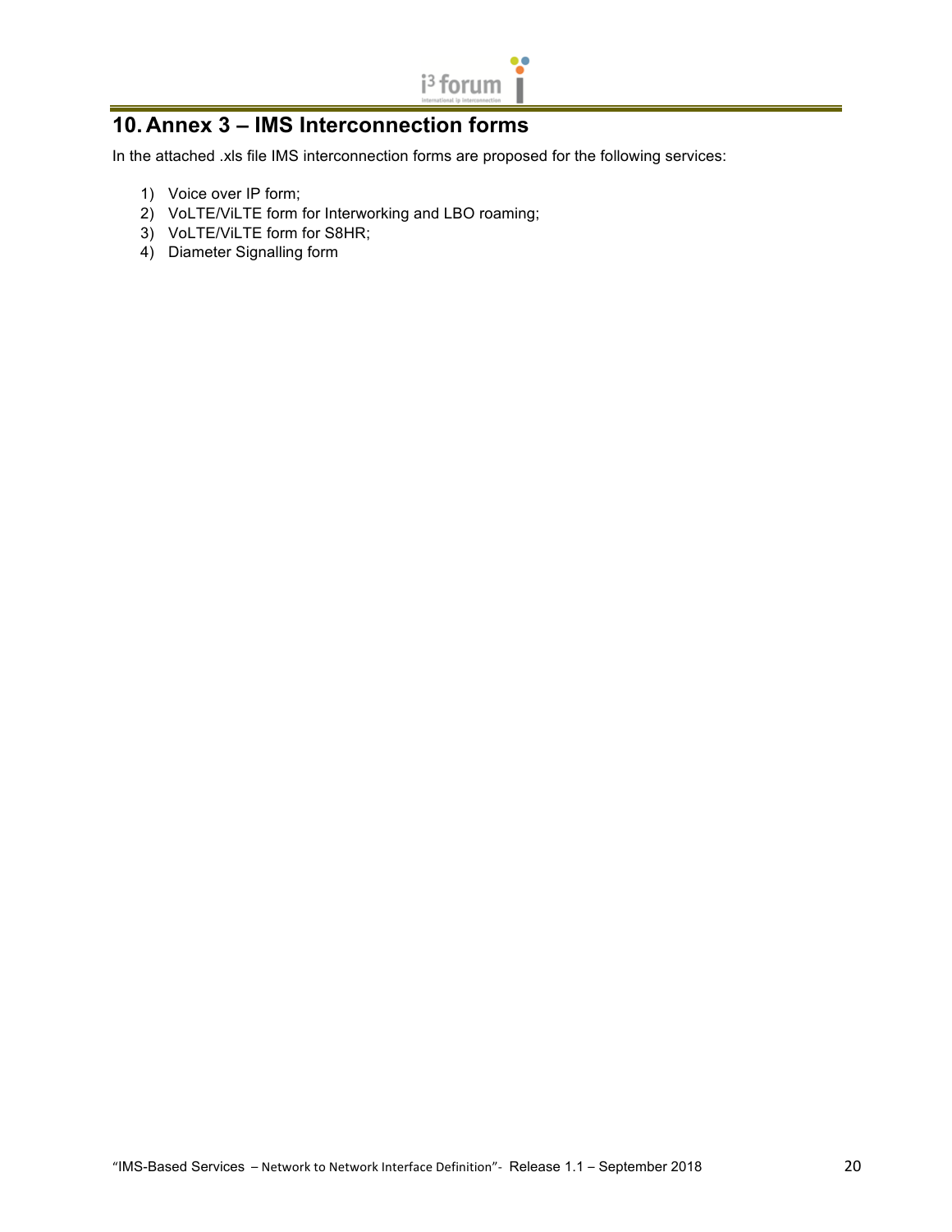# 10. Annex 3 – IMS Interconnection forms

In the attached .xls file IMS interconnection forms are proposed for the following services:

1) Voice over IP form;
2) VoLTE/ViLTE form for Interworking and LBO roaming;
3) VoLTE/ViLTE form for S8HR;
4) Diameter Signalling form